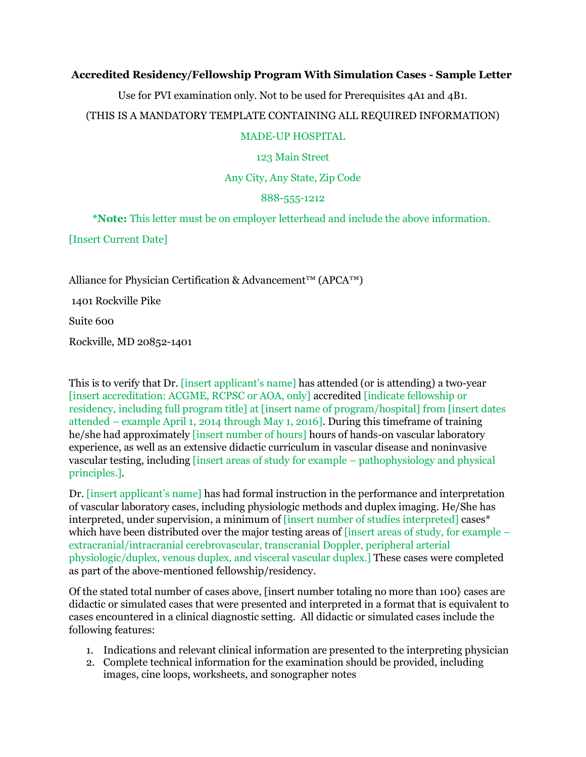**Accredited Residency/Fellowship Program With Simulation Cases - Sample Letter**

Use for PVI examination only. Not to be used for Prerequisites 4A1 and 4B1.

(THIS IS A MANDATORY TEMPLATE CONTAINING ALL REQUIRED INFORMATION)

MADE-UP HOSPITAL

123 Main Street

Any City, Any State, Zip Code

888-555-1212

***Note:** This letter must be on employer letterhead and include the above information.

[Insert Current Date]

Alliance for Physician Certification & Advancement™ (APCA™)

1401 Rockville Pike

Suite 600

Rockville, MD 20852-1401

This is to verify that Dr. [insert applicant's name] has attended (or is attending) a two-year [insert accreditation: ACGME, RCPSC or AOA, only] accredited [indicate fellowship or residency, including full program title] at [insert name of program/hospital] from [insert dates attended – example April 1, 2014 through May 1, 2016]. During this timeframe of training he/she had approximately [insert number of hours] hours of hands-on vascular laboratory experience, as well as an extensive didactic curriculum in vascular disease and noninvasive vascular testing, including [insert areas of study for example – pathophysiology and physical principles.].

Dr. [insert applicant's name] has had formal instruction in the performance and interpretation of vascular laboratory cases, including physiologic methods and duplex imaging. He/She has interpreted, under supervision, a minimum of [insert number of studies interpreted] cases* which have been distributed over the major testing areas of [insert areas of study, for example – extracranial/intracranial cerebrovascular, transcranial Doppler, peripheral arterial physiologic/duplex, venous duplex, and visceral vascular duplex.] These cases were completed as part of the above-mentioned fellowship/residency.

Of the stated total number of cases above, [insert number totaling no more than 100} cases are didactic or simulated cases that were presented and interpreted in a format that is equivalent to cases encountered in a clinical diagnostic setting. All didactic or simulated cases include the following features:

1. Indications and relevant clinical information are presented to the interpreting physician
2. Complete technical information for the examination should be provided, including images, cine loops, worksheets, and sonographer notes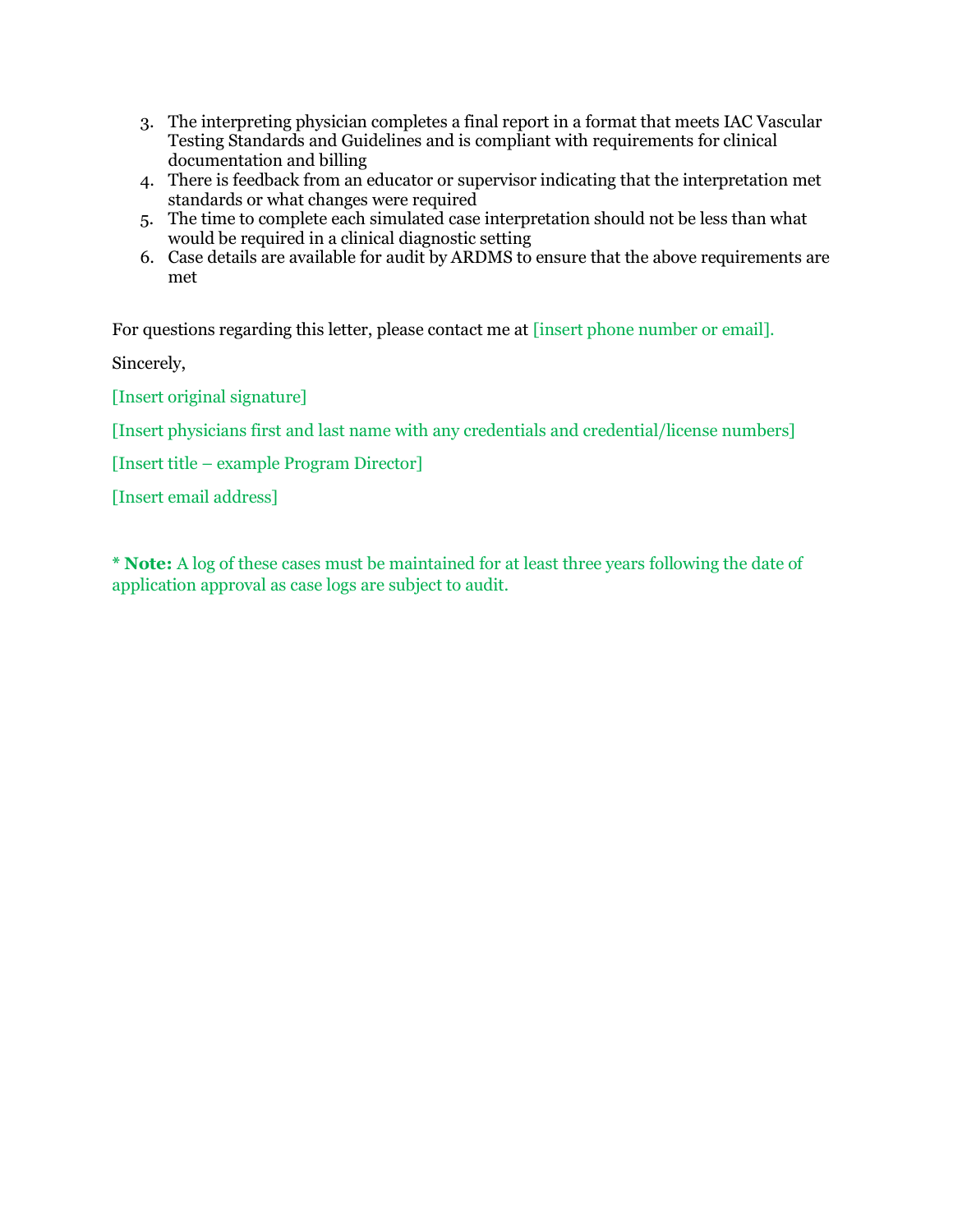3. The interpreting physician completes a final report in a format that meets IAC Vascular Testing Standards and Guidelines and is compliant with requirements for clinical documentation and billing
4. There is feedback from an educator or supervisor indicating that the interpretation met standards or what changes were required
5. The time to complete each simulated case interpretation should not be less than what would be required in a clinical diagnostic setting
6. Case details are available for audit by ARDMS to ensure that the above requirements are met

For questions regarding this letter, please contact me at [insert phone number or email].

Sincerely,

[Insert original signature]

[Insert physicians first and last name with any credentials and credential/license numbers]

[Insert title – example Program Director]

[Insert email address]

**\* Note:** A log of these cases must be maintained for at least three years following the date of application approval as case logs are subject to audit.